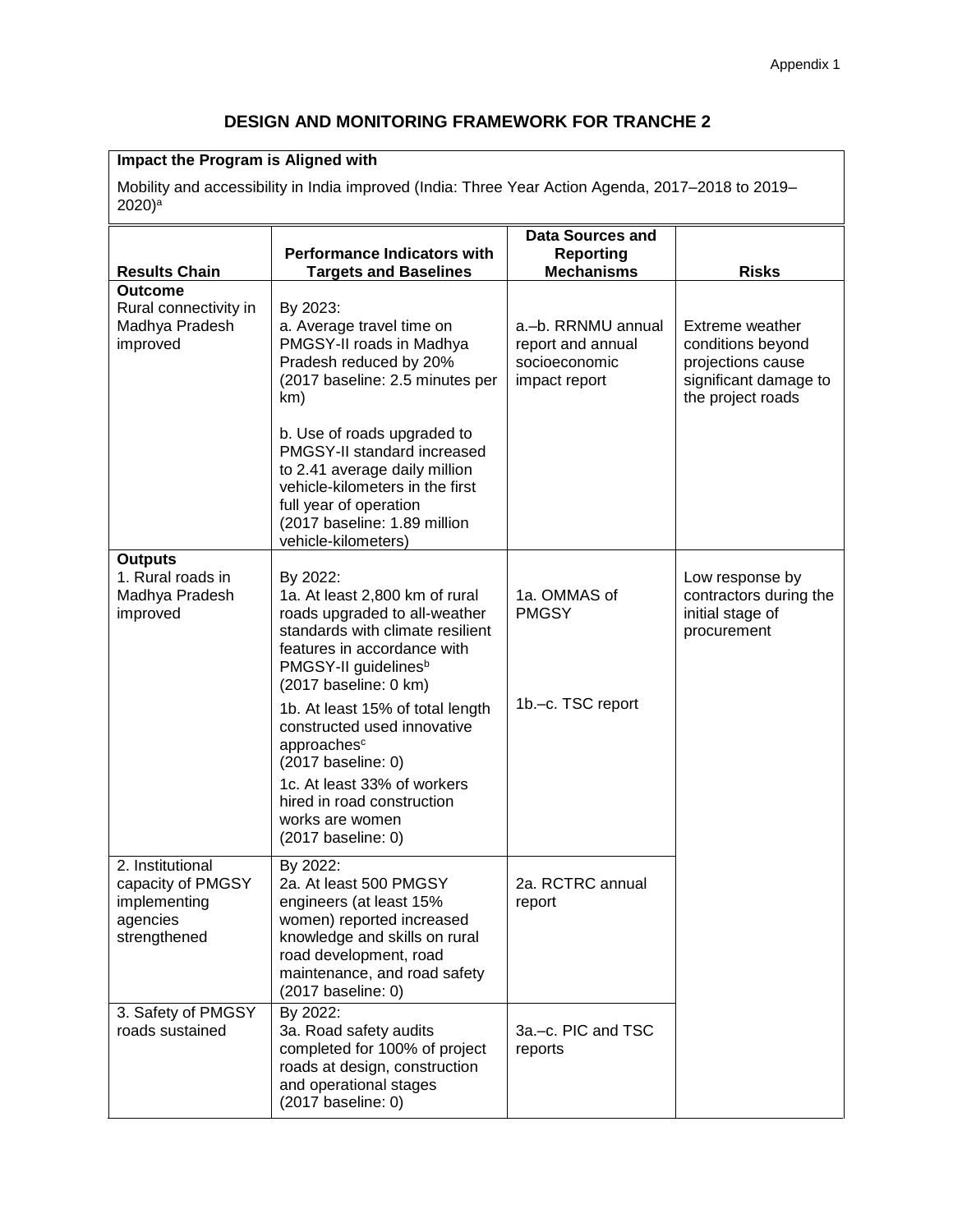Appendix 1

# DESIGN AND MONITORING FRAMEWORK FOR TRANCHE 2

**Impact the Program is Aligned with**

Mobility and accessibility in India improved (India: Three Year Action Agenda, 2017–2018 to 2019–2020)[a]

| Results Chain | Performance Indicators with Targets and Baselines | Data Sources and Reporting Mechanisms | Risks |
|---|---|---|---|
| **Outcome**<br>Rural connectivity in Madhya Pradesh improved | By 2023:<br>a. Average travel time on PMGSY-II roads in Madhya Pradesh reduced by 20% (2017 baseline: 2.5 minutes per km)<br><br>b. Use of roads upgraded to PMGSY-II standard increased to 2.41 average daily million vehicle-kilometers in the first full year of operation (2017 baseline: 1.89 million vehicle-kilometers) | a.–b. RRNMU annual report and annual socioeconomic impact report | Extreme weather conditions beyond projections cause significant damage to the project roads |
| **Outputs**<br>1. Rural roads in Madhya Pradesh improved | By 2022:<br>1a. At least 2,800 km of rural roads upgraded to all-weather standards with climate resilient features in accordance with PMGSY-II guidelines[b] (2017 baseline: 0 km)<br><br>1b. At least 15% of total length constructed used innovative approaches[c] (2017 baseline: 0)<br><br>1c. At least 33% of workers hired in road construction works are women (2017 baseline: 0) | 1a. OMMAS of PMGSY<br><br>1b.–c. TSC report | Low response by contractors during the initial stage of procurement |
| 2. Institutional capacity of PMGSY implementing agencies strengthened | By 2022:<br>2a. At least 500 PMGSY engineers (at least 15% women) reported increased knowledge and skills on rural road development, road maintenance, and road safety (2017 baseline: 0) | 2a. RCTRC annual report | |
| 3. Safety of PMGSY roads sustained | By 2022:<br>3a. Road safety audits completed for 100% of project roads at design, construction and operational stages (2017 baseline: 0) | 3a.–c. PIC and TSC reports | |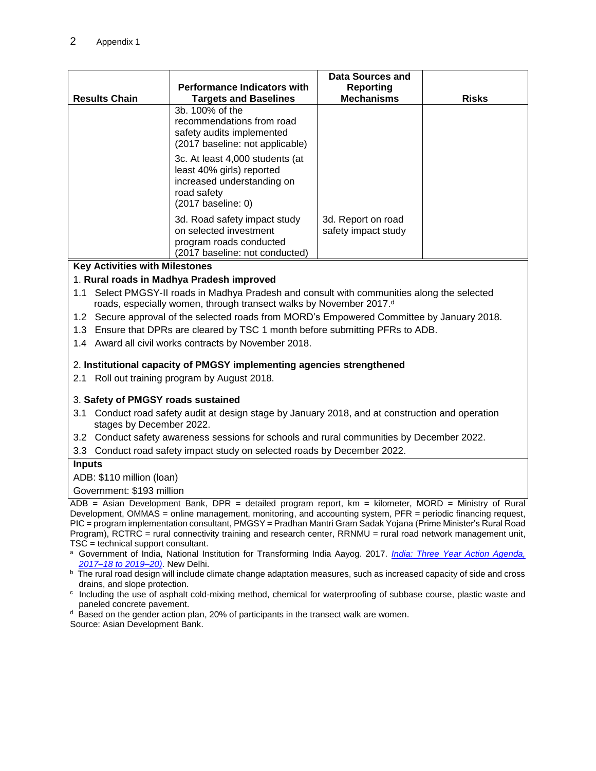| Results Chain | Performance Indicators with Targets and Baselines | Data Sources and Reporting Mechanisms | Risks |
|---|---|---|---|
| | 3b. 100% of the recommendations from road safety audits implemented (2017 baseline: not applicable) | | |
| | 3c. At least 4,000 students (at least 40% girls) reported increased understanding on road safety (2017 baseline: 0) | | |
| | 3d. Road safety impact study on selected investment program roads conducted (2017 baseline: not conducted) | 3d. Report on road safety impact study | |

**Key Activities with Milestones**

1. **Rural roads in Madhya Pradesh improved**

1.1 Select PMGSY-II roads in Madhya Pradesh and consult with communities along the selected roads, especially women, through transect walks by November 2017.[d]

1.2 Secure approval of the selected roads from MORD's Empowered Committee by January 2018.

1.3 Ensure that DPRs are cleared by TSC 1 month before submitting PFRs to ADB.

1.4 Award all civil works contracts by November 2018.

2. **Institutional capacity of PMGSY implementing agencies strengthened**

2.1 Roll out training program by August 2018.

3. **Safety of PMGSY roads sustained**

3.1 Conduct road safety audit at design stage by January 2018, and at construction and operation stages by December 2022.

3.2 Conduct safety awareness sessions for schools and rural communities by December 2022.

3.3 Conduct road safety impact study on selected roads by December 2022.

**Inputs**

ADB: $110 million (loan)

Government: $193 million

ADB = Asian Development Bank, DPR = detailed program report, km = kilometer, MORD = Ministry of Rural Development, OMMAS = online management, monitoring, and accounting system, PFR = periodic financing request, PIC = program implementation consultant, PMGSY = Pradhan Mantri Gram Sadak Yojana (Prime Minister's Rural Road Program), RCTRC = rural connectivity training and research center, RRNMU = rural road network management unit, TSC = technical support consultant.

[a] Government of India, National Institution for Transforming India Aayog. 2017. *India: Three Year Action Agenda, 2017–18 to 2019–20)*. New Delhi.

[b] The rural road design will include climate change adaptation measures, such as increased capacity of side and cross drains, and slope protection.

[c] Including the use of asphalt cold-mixing method, chemical for waterproofing of subbase course, plastic waste and paneled concrete pavement.

[d] Based on the gender action plan, 20% of participants in the transect walk are women.

Source: Asian Development Bank.